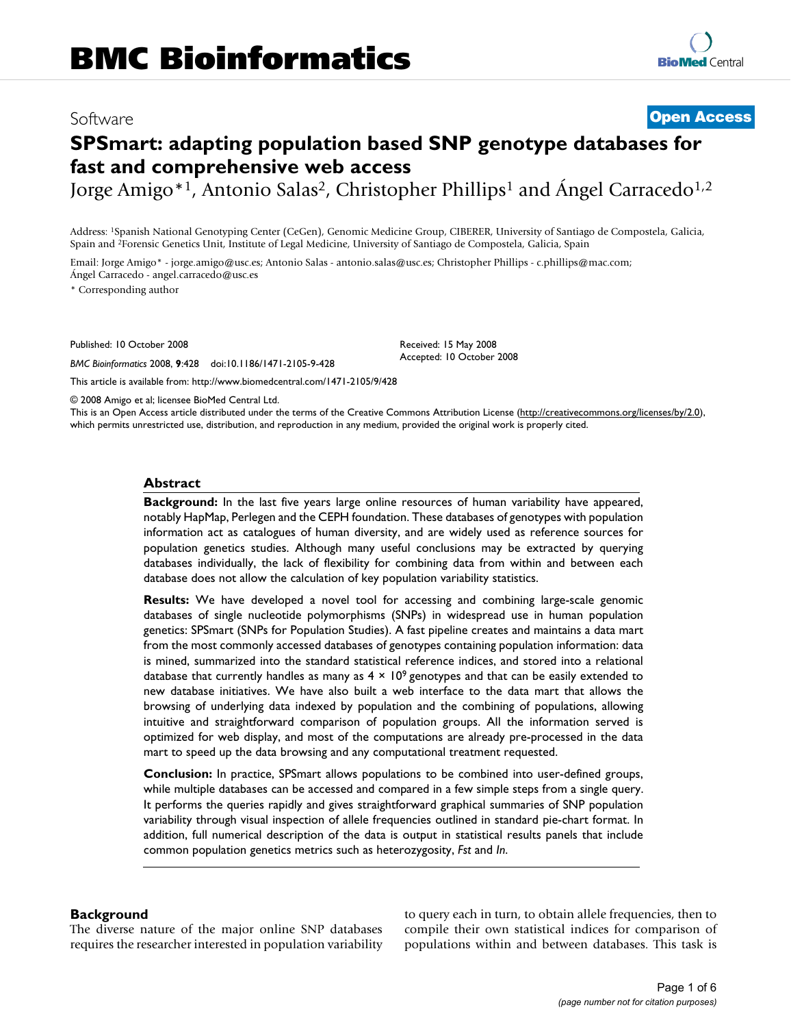# BMC Bioinformatics

Software

**Open Access**

# SPSmart: adapting population based SNP genotype databases for fast and comprehensive web access

Jorge Amigo*[1], Antonio Salas[2], Christopher Phillips[1] and Ángel Carracedo[1,2]

Address: [1]Spanish National Genotyping Center (CeGen), Genomic Medicine Group, CIBERER, University of Santiago de Compostela, Galicia, Spain and [2]Forensic Genetics Unit, Institute of Legal Medicine, University of Santiago de Compostela, Galicia, Spain

Email: Jorge Amigo* - jorge.amigo@usc.es; Antonio Salas - antonio.salas@usc.es; Christopher Phillips - c.phillips@mac.com; Ángel Carracedo - angel.carracedo@usc.es

\* Corresponding author

Published: 10 October 2008

*BMC Bioinformatics* 2008, **9**:428 doi:10.1186/1471-2105-9-428

Received: 15 May 2008
Accepted: 10 October 2008

This article is available from: http://www.biomedcentral.com/1471-2105/9/428

© 2008 Amigo et al; licensee BioMed Central Ltd.
This is an Open Access article distributed under the terms of the Creative Commons Attribution License (http://creativecommons.org/licenses/by/2.0), which permits unrestricted use, distribution, and reproduction in any medium, provided the original work is properly cited.

## Abstract

**Background:** In the last five years large online resources of human variability have appeared, notably HapMap, Perlegen and the CEPH foundation. These databases of genotypes with population information act as catalogues of human diversity, and are widely used as reference sources for population genetics studies. Although many useful conclusions may be extracted by querying databases individually, the lack of flexibility for combining data from within and between each database does not allow the calculation of key population variability statistics.

**Results:** We have developed a novel tool for accessing and combining large-scale genomic databases of single nucleotide polymorphisms (SNPs) in widespread use in human population genetics: SPSmart (SNPs for Population Studies). A fast pipeline creates and maintains a data mart from the most commonly accessed databases of genotypes containing population information: data is mined, summarized into the standard statistical reference indices, and stored into a relational database that currently handles as many as $4 \times 10^9$ genotypes and that can be easily extended to new database initiatives. We have also built a web interface to the data mart that allows the browsing of underlying data indexed by population and the combining of populations, allowing intuitive and straightforward comparison of population groups. All the information served is optimized for web display, and most of the computations are already pre-processed in the data mart to speed up the data browsing and any computational treatment requested.

**Conclusion:** In practice, SPSmart allows populations to be combined into user-defined groups, while multiple databases can be accessed and compared in a few simple steps from a single query. It performs the queries rapidly and gives straightforward graphical summaries of SNP population variability through visual inspection of allele frequencies outlined in standard pie-chart format. In addition, full numerical description of the data is output in statistical results panels that include common population genetics metrics such as heterozygosity, *Fst* and *In*.

## Background

The diverse nature of the major online SNP databases requires the researcher interested in population variability to query each in turn, to obtain allele frequencies, then to compile their own statistical indices for comparison of populations within and between databases. This task is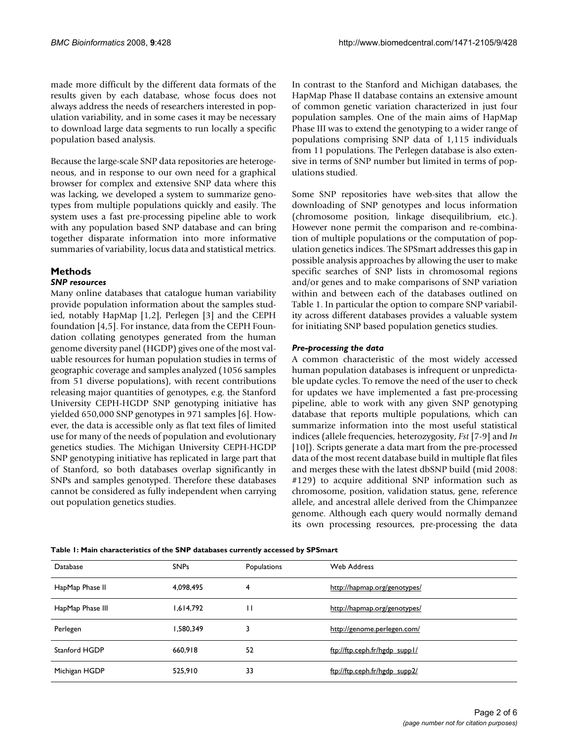made more difficult by the different data formats of the results given by each database, whose focus does not always address the needs of researchers interested in population variability, and in some cases it may be necessary to download large data segments to run locally a specific population based analysis.

Because the large-scale SNP data repositories are heterogeneous, and in response to our own need for a graphical browser for complex and extensive SNP data where this was lacking, we developed a system to summarize genotypes from multiple populations quickly and easily. The system uses a fast pre-processing pipeline able to work with any population based SNP database and can bring together disparate information into more informative summaries of variability, locus data and statistical metrics.

## Methods

### *SNP resources*

Many online databases that catalogue human variability provide population information about the samples studied, notably HapMap [1,2], Perlegen [3] and the CEPH foundation [4,5]. For instance, data from the CEPH Foundation collating genotypes generated from the human genome diversity panel (HGDP) gives one of the most valuable resources for human population studies in terms of geographic coverage and samples analyzed (1056 samples from 51 diverse populations), with recent contributions releasing major quantities of genotypes, e.g. the Stanford University CEPH-HGDP SNP genotyping initiative has yielded 650,000 SNP genotypes in 971 samples [6]. However, the data is accessible only as flat text files of limited use for many of the needs of population and evolutionary genetics studies. The Michigan University CEPH-HGDP SNP genotyping initiative has replicated in large part that of Stanford, so both databases overlap significantly in SNPs and samples genotyped. Therefore these databases cannot be considered as fully independent when carrying out population genetics studies.

In contrast to the Stanford and Michigan databases, the HapMap Phase II database contains an extensive amount of common genetic variation characterized in just four population samples. One of the main aims of HapMap Phase III was to extend the genotyping to a wider range of populations comprising SNP data of 1,115 individuals from 11 populations. The Perlegen database is also extensive in terms of SNP number but limited in terms of populations studied.

Some SNP repositories have web-sites that allow the downloading of SNP genotypes and locus information (chromosome position, linkage disequilibrium, etc.). However none permit the comparison and re-combination of multiple populations or the computation of population genetics indices. The SPSmart addresses this gap in possible analysis approaches by allowing the user to make specific searches of SNP lists in chromosomal regions and/or genes and to make comparisons of SNP variation within and between each of the databases outlined on Table 1. In particular the option to compare SNP variability across different databases provides a valuable system for initiating SNP based population genetics studies.

### *Pre-processing the data*

A common characteristic of the most widely accessed human population databases is infrequent or unpredictable update cycles. To remove the need of the user to check for updates we have implemented a fast pre-processing pipeline, able to work with any given SNP genotyping database that reports multiple populations, which can summarize information into the most useful statistical indices (allele frequencies, heterozygosity, *Fst* [7-9] and *In* [10]). Scripts generate a data mart from the pre-processed data of the most recent database build in multiple flat files and merges these with the latest dbSNP build (mid 2008: #129) to acquire additional SNP information such as chromosome, position, validation status, gene, reference allele, and ancestral allele derived from the Chimpanzee genome. Although each query would normally demand its own processing resources, pre-processing the data

**Table 1: Main characteristics of the SNP databases currently accessed by SPSmart**

| Database | SNPs | Populations | Web Address |
|---|---|---|---|
| HapMap Phase II | 4,098,495 | 4 | http://hapmap.org/genotypes/ |
| HapMap Phase III | 1,614,792 | 11 | http://hapmap.org/genotypes/ |
| Perlegen | 1,580,349 | 3 | http://genome.perlegen.com/ |
| Stanford HGDP | 660,918 | 52 | ftp://ftp.ceph.fr/hgdp_supp1/ |
| Michigan HGDP | 525,910 | 33 | ftp://ftp.ceph.fr/hgdp_supp2/ |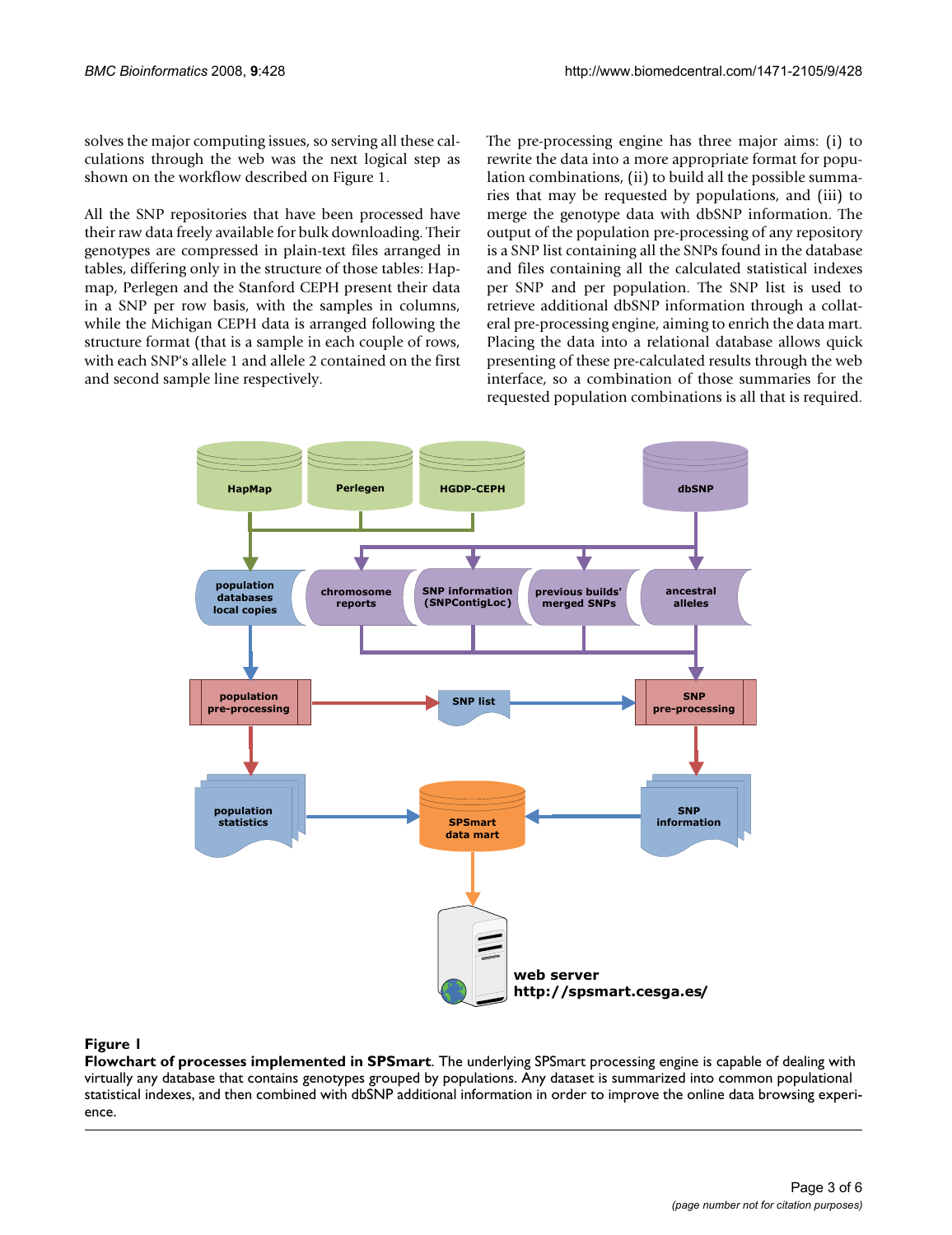solves the major computing issues, so serving all these calculations through the web was the next logical step as shown on the workflow described on Figure 1.

All the SNP repositories that have been processed have their raw data freely available for bulk downloading. Their genotypes are compressed in plain-text files arranged in tables, differing only in the structure of those tables: Hapmap, Perlegen and the Stanford CEPH present their data in a SNP per row basis, with the samples in columns, while the Michigan CEPH data is arranged following the structure format (that is a sample in each couple of rows, with each SNP's allele 1 and allele 2 contained on the first and second sample line respectively.

The pre-processing engine has three major aims: (i) to rewrite the data into a more appropriate format for population combinations, (ii) to build all the possible summaries that may be requested by populations, and (iii) to merge the genotype data with dbSNP information. The output of the population pre-processing of any repository is a SNP list containing all the SNPs found in the database and files containing all the calculated statistical indexes per SNP and per population. The SNP list is used to retrieve additional dbSNP information through a collateral pre-processing engine, aiming to enrich the data mart. Placing the data into a relational database allows quick presenting of these pre-calculated results through the web interface, so a combination of those summaries for the requested population combinations is all that is required.

**Figure 1**

**Flowchart of processes implemented in SPSmart**. The underlying SPSmart processing engine is capable of dealing with virtually any database that contains genotypes grouped by populations. Any dataset is summarized into common populational statistical indexes, and then combined with dbSNP additional information in order to improve the online data browsing experience.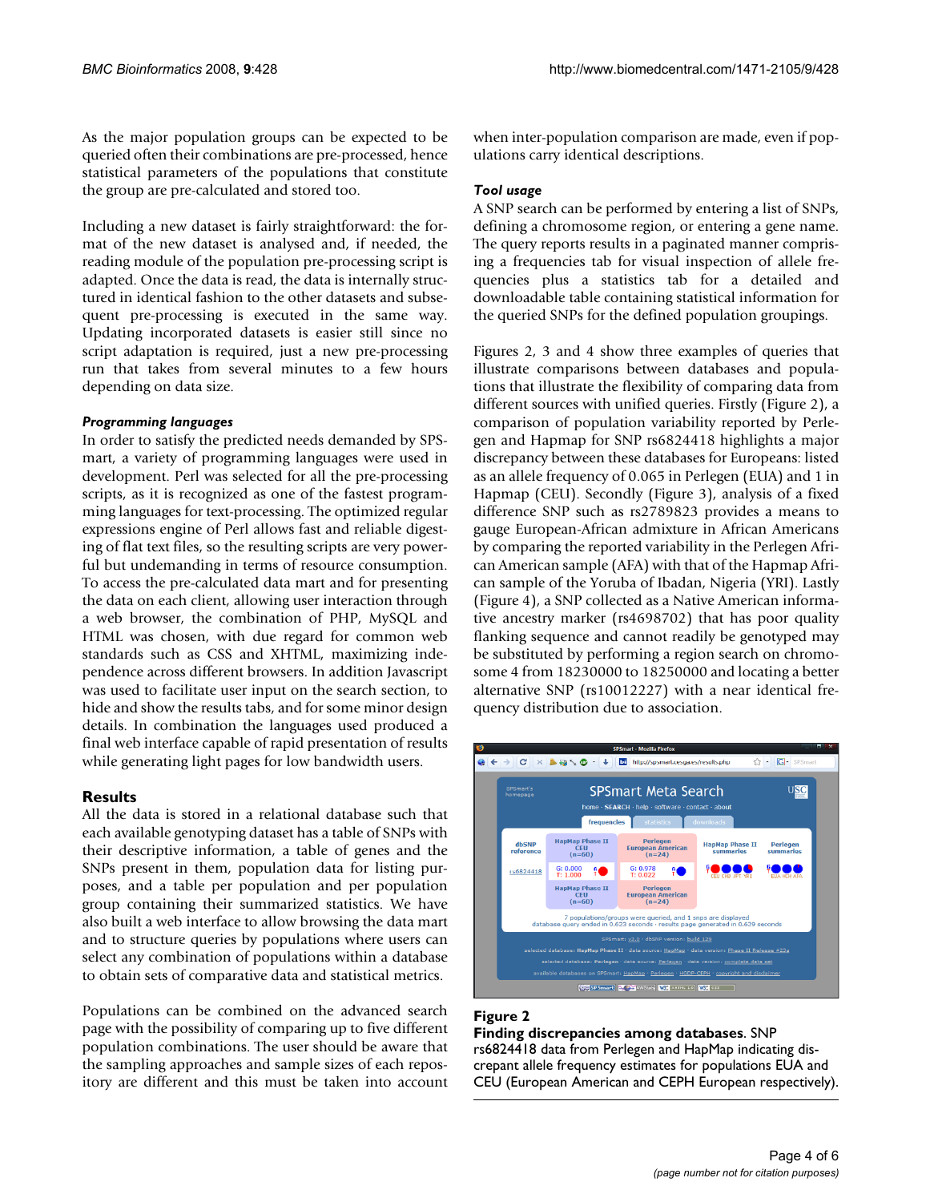As the major population groups can be expected to be queried often their combinations are pre-processed, hence statistical parameters of the populations that constitute the group are pre-calculated and stored too.

Including a new dataset is fairly straightforward: the format of the new dataset is analysed and, if needed, the reading module of the population pre-processing script is adapted. Once the data is read, the data is internally structured in identical fashion to the other datasets and subsequent pre-processing is executed in the same way. Updating incorporated datasets is easier still since no script adaptation is required, just a new pre-processing run that takes from several minutes to a few hours depending on data size.

### *Programming languages*

In order to satisfy the predicted needs demanded by SPSmart, a variety of programming languages were used in development. Perl was selected for all the pre-processing scripts, as it is recognized as one of the fastest programming languages for text-processing. The optimized regular expressions engine of Perl allows fast and reliable digesting of flat text files, so the resulting scripts are very powerful but undemanding in terms of resource consumption. To access the pre-calculated data mart and for presenting the data on each client, allowing user interaction through a web browser, the combination of PHP, MySQL and HTML was chosen, with due regard for common web standards such as CSS and XHTML, maximizing independence across different browsers. In addition Javascript was used to facilitate user input on the search section, to hide and show the results tabs, and for some minor design details. In combination the languages used produced a final web interface capable of rapid presentation of results while generating light pages for low bandwidth users.

## Results

All the data is stored in a relational database such that each available genotyping dataset has a table of SNPs with their descriptive information, a table of genes and the SNPs present in them, population data for listing purposes, and a table per population and per population group containing their summarized statistics. We have also built a web interface to allow browsing the data mart and to structure queries by populations where users can select any combination of populations within a database to obtain sets of comparative data and statistical metrics.

Populations can be combined on the advanced search page with the possibility of comparing up to five different population combinations. The user should be aware that the sampling approaches and sample sizes of each repository are different and this must be taken into account when inter-population comparison are made, even if populations carry identical descriptions.

### *Tool usage*

A SNP search can be performed by entering a list of SNPs, defining a chromosome region, or entering a gene name. The query reports results in a paginated manner comprising a frequencies tab for visual inspection of allele frequencies plus a statistics tab for a detailed and downloadable table containing statistical information for the queried SNPs for the defined population groupings.

Figures 2, 3 and 4 show three examples of queries that illustrate comparisons between databases and populations that illustrate the flexibility of comparing data from different sources with unified queries. Firstly (Figure 2), a comparison of population variability reported by Perlegen and Hapmap for SNP rs6824418 highlights a major discrepancy between these databases for Europeans: listed as an allele frequency of 0.065 in Perlegen (EUA) and 1 in Hapmap (CEU). Secondly (Figure 3), analysis of a fixed difference SNP such as rs2789823 provides a means to gauge European-African admixture in African Americans by comparing the reported variability in the Perlegen African American sample (AFA) with that of the Hapmap African sample of the Yoruba of Ibadan, Nigeria (YRI). Lastly (Figure 4), a SNP collected as a Native American informative ancestry marker (rs4698702) that has poor quality flanking sequence and cannot readily be genotyped may be substituted by performing a region search on chromosome 4 from 18230000 to 18250000 and locating a better alternative SNP (rs10012227) with a near identical frequency distribution due to association.

**Figure 2**
**Finding discrepancies among databases**. SNP rs6824418 data from Perlegen and HapMap indicating discrepant allele frequency estimates for populations EUA and CEU (European American and CEPH European respectively).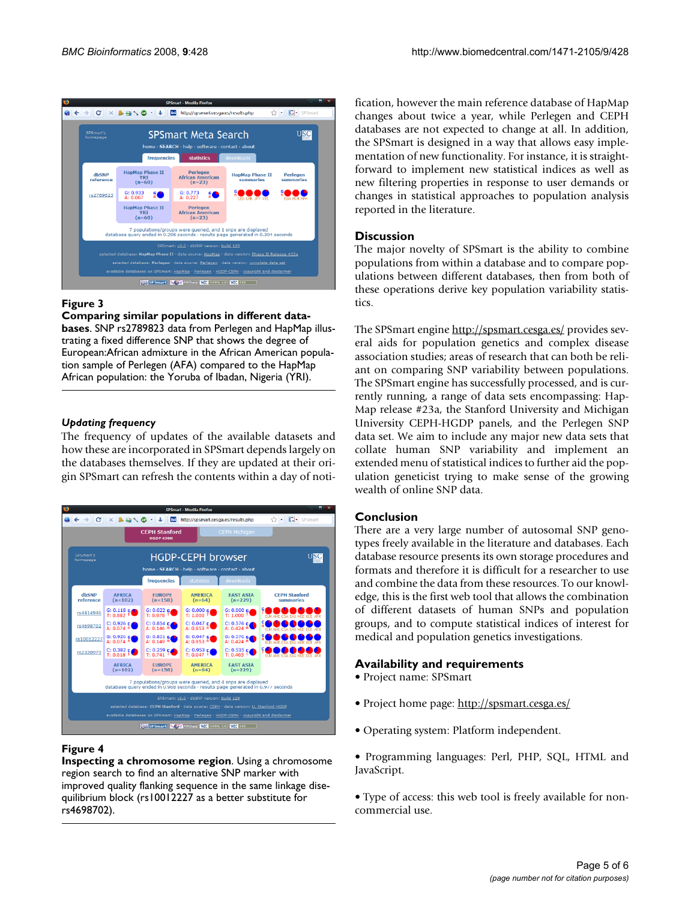**Figure 3**

**Comparing similar populations in different databases**. SNP rs2789823 data from Perlegen and HapMap illustrating a fixed difference SNP that shows the degree of European:African admixture in the African American population sample of Perlegen (AFA) compared to the HapMap African population: the Yoruba of Ibadan, Nigeria (YRI).

### *Updating frequency*

The frequency of updates of the available datasets and how these are incorporated in SPSmart depends largely on the databases themselves. If they are updated at their origin SPSmart can refresh the contents within a day of notification, however the main reference database of HapMap changes about twice a year, while Perlegen and CEPH databases are not expected to change at all. In addition, the SPSmart is designed in a way that allows easy implementation of new functionality. For instance, it is straightforward to implement new statistical indices as well as new filtering properties in response to user demands or changes in statistical approaches to population analysis reported in the literature.

**Figure 4**

**Inspecting a chromosome region**. Using a chromosome region search to find an alternative SNP marker with improved quality flanking sequence in the same linkage disequilibrium block (rs10012227 as a better substitute for rs4698702).

## Discussion

The major novelty of SPSmart is the ability to combine populations from within a database and to compare populations between different databases, then from both of these operations derive key population variability statistics.

The SPSmart engine http://spsmart.cesga.es/ provides several aids for population genetics and complex disease association studies; areas of research that can both be reliant on comparing SNP variability between populations. The SPSmart engine has successfully processed, and is currently running, a range of data sets encompassing: HapMap release #23a, the Stanford University and Michigan University CEPH-HGDP panels, and the Perlegen SNP data set. We aim to include any major new data sets that collate human SNP variability and implement an extended menu of statistical indices to further aid the population geneticist trying to make sense of the growing wealth of online SNP data.

## Conclusion

There are a very large number of autosomal SNP genotypes freely available in the literature and databases. Each database resource presents its own storage procedures and formats and therefore it is difficult for a researcher to use and combine the data from these resources. To our knowledge, this is the first web tool that allows the combination of different datasets of human SNPs and population groups, and to compute statistical indices of interest for medical and population genetics investigations.

## Availability and requirements

• Project name: SPSmart

• Project home page: http://spsmart.cesga.es/

• Operating system: Platform independent.

• Programming languages: Perl, PHP, SQL, HTML and JavaScript.

• Type of access: this web tool is freely available for non-commercial use.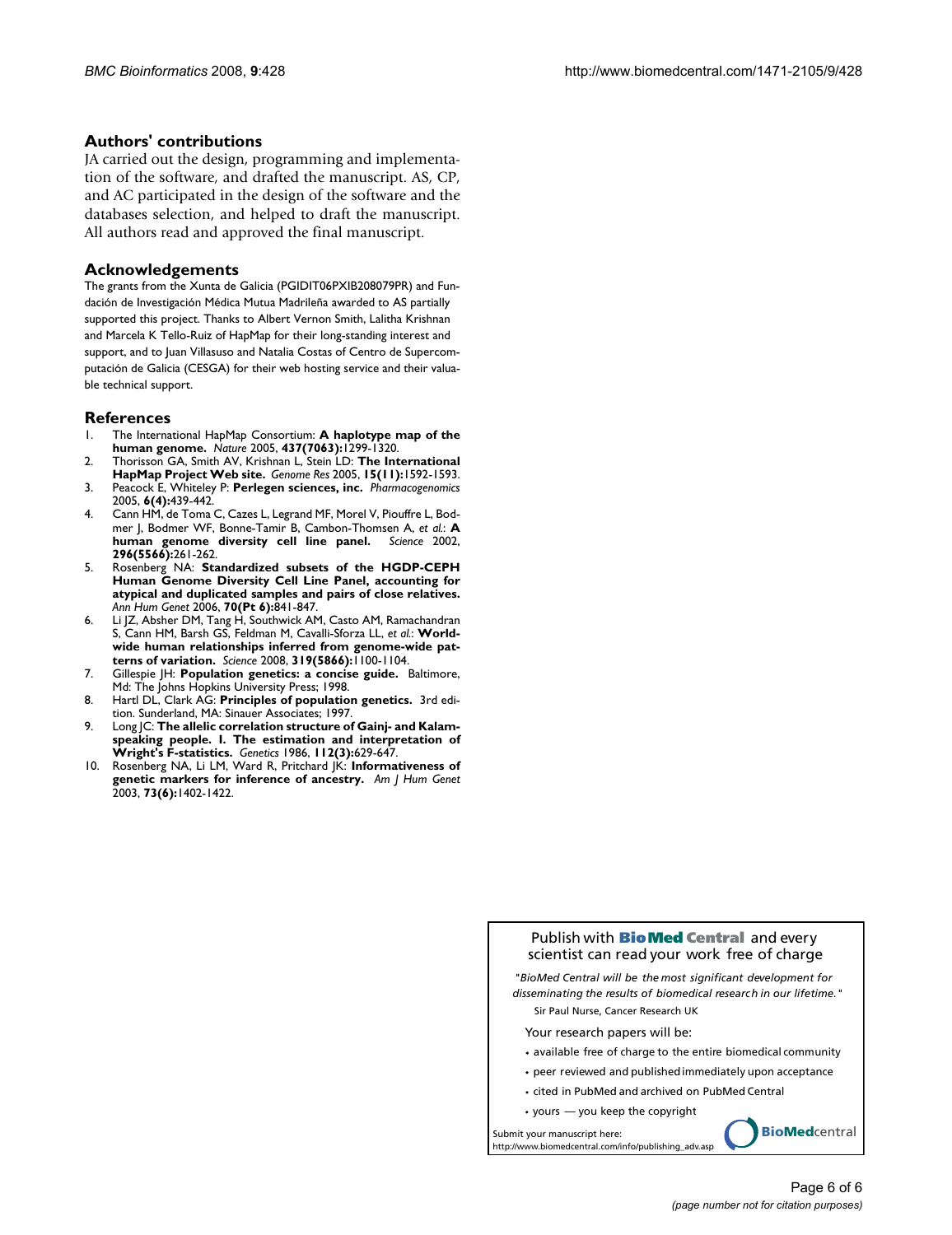## Authors' contributions

JA carried out the design, programming and implementation of the software, and drafted the manuscript. AS, CP, and AC participated in the design of the software and the databases selection, and helped to draft the manuscript. All authors read and approved the final manuscript.

## Acknowledgements

The grants from the Xunta de Galicia (PGIDIT06PXIB208079PR) and Fundación de Investigación Médica Mutua Madrileña awarded to AS partially supported this project. Thanks to Albert Vernon Smith, Lalitha Krishnan and Marcela K Tello-Ruiz of HapMap for their long-standing interest and support, and to Juan Villasuso and Natalia Costas of Centro de Supercomputación de Galicia (CESGA) for their web hosting service and their valuable technical support.

## References

1. The International HapMap Consortium: **A haplotype map of the human genome.** *Nature* 2005, **437(7063):**1299-1320.
2. Thorisson GA, Smith AV, Krishnan L, Stein LD: **The International HapMap Project Web site.** *Genome Res* 2005, **15(11):**1592-1593.
3. Peacock E, Whiteley P: **Perlegen sciences, inc.** *Pharmacogenomics* 2005, **6(4):**439-442.
4. Cann HM, de Toma C, Cazes L, Legrand MF, Morel V, Piouffre L, Bodmer J, Bodmer WF, Bonne-Tamir B, Cambon-Thomsen A, *et al.*: **A human genome diversity cell line panel.** *Science* 2002, **296(5566):**261-262.
5. Rosenberg NA: **Standardized subsets of the HGDP-CEPH Human Genome Diversity Cell Line Panel, accounting for atypical and duplicated samples and pairs of close relatives.** *Ann Hum Genet* 2006, **70(Pt 6):**841-847.
6. Li JZ, Absher DM, Tang H, Southwick AM, Casto AM, Ramachandran S, Cann HM, Barsh GS, Feldman M, Cavalli-Sforza LL, *et al.*: **Worldwide human relationships inferred from genome-wide patterns of variation.** *Science* 2008, **319(5866):**1100-1104.
7. Gillespie JH: **Population genetics: a concise guide.** Baltimore, Md: The Johns Hopkins University Press; 1998.
8. Hartl DL, Clark AG: **Principles of population genetics.** 3rd edition. Sunderland, MA: Sinauer Associates; 1997.
9. Long JC: **The allelic correlation structure of Gainj- and Kalam-speaking people. I. The estimation and interpretation of Wright's F-statistics.** *Genetics* 1986, **112(3):**629-647.
10. Rosenberg NA, Li LM, Ward R, Pritchard JK: **Informativeness of genetic markers for inference of ancestry.** *Am J Hum Genet* 2003, **73(6):**1402-1422.

Publish with **BioMed Central** and every scientist can read your work free of charge

*"BioMed Central will be the most significant development for disseminating the results of biomedical research in our lifetime."*
Sir Paul Nurse, Cancer Research UK

Your research papers will be:

- available free of charge to the entire biomedical community
- peer reviewed and published immediately upon acceptance
- cited in PubMed and archived on PubMed Central
- yours — you keep the copyright

Submit your manuscript here:
http://www.biomedcentral.com/info/publishing_adv.asp

BioMedcentral